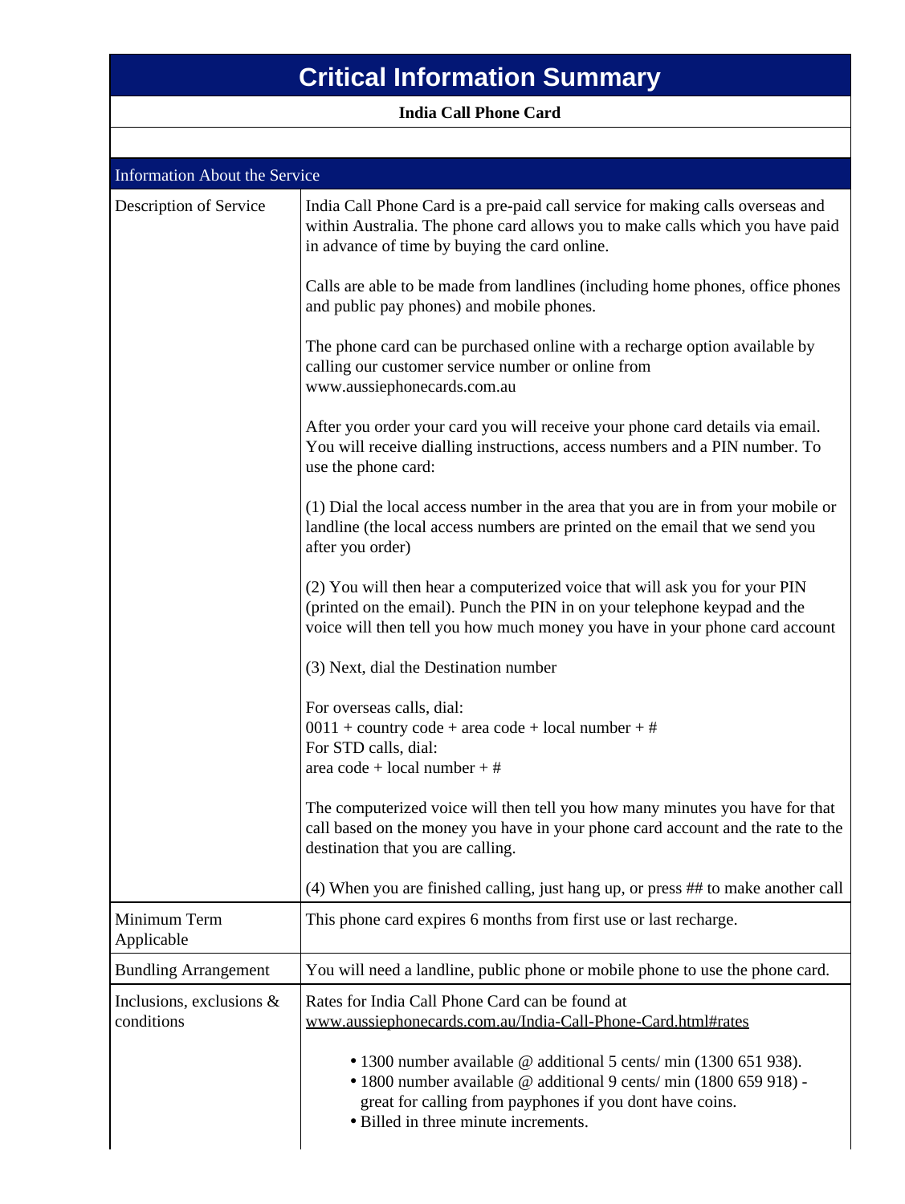# Critical Information Summary

**India Call Phone Card**

| Information About the Service | |
|---|---|
| Description of Service | India Call Phone Card is a pre-paid call service for making calls overseas and within Australia. The phone card allows you to make calls which you have paid in advance of time by buying the card online.<br><br>Calls are able to be made from landlines (including home phones, office phones and public pay phones) and mobile phones.<br><br>The phone card can be purchased online with a recharge option available by calling our customer service number or online from www.aussiephonecards.com.au<br><br>After you order your card you will receive your phone card details via email. You will receive dialling instructions, access numbers and a PIN number. To use the phone card:<br><br>(1) Dial the local access number in the area that you are in from your mobile or landline (the local access numbers are printed on the email that we send you after you order)<br><br>(2) You will then hear a computerized voice that will ask you for your PIN (printed on the email). Punch the PIN in on your telephone keypad and the voice will then tell you how much money you have in your phone card account<br><br>(3) Next, dial the Destination number<br><br>For overseas calls, dial:<br>0011 + country code + area code + local number + #<br>For STD calls, dial:<br>area code + local number + #<br><br>The computerized voice will then tell you how many minutes you have for that call based on the money you have in your phone card account and the rate to the destination that you are calling.<br><br>(4) When you are finished calling, just hang up, or press ## to make another call |
| Minimum Term Applicable | This phone card expires 6 months from first use or last recharge. |
| Bundling Arrangement | You will need a landline, public phone or mobile phone to use the phone card. |
| Inclusions, exclusions & conditions | Rates for India Call Phone Card can be found at www.aussiephonecards.com.au/India-Call-Phone-Card.html#rates<br><br>• 1300 number available @ additional 5 cents/ min (1300 651 938).<br>• 1800 number available @ additional 9 cents/ min (1800 659 918) - great for calling from payphones if you dont have coins.<br>• Billed in three minute increments. |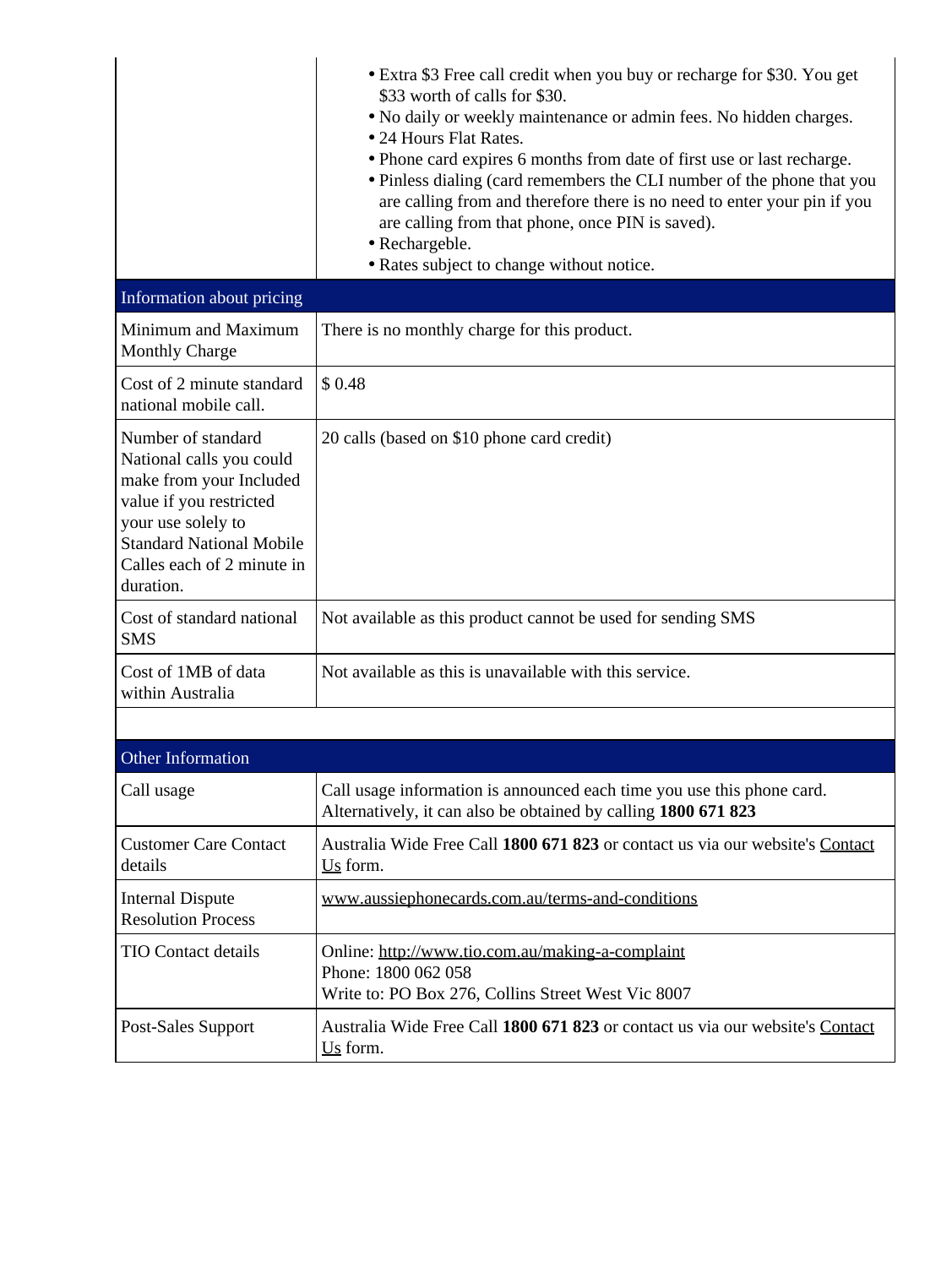| | |
|---|---|
| | • Extra $3 Free call credit when you buy or recharge for $30. You get $33 worth of calls for $30.<br>• No daily or weekly maintenance or admin fees. No hidden charges.<br>• 24 Hours Flat Rates.<br>• Phone card expires 6 months from date of first use or last recharge.<br>• Pinless dialing (card remembers the CLI number of the phone that you are calling from and therefore there is no need to enter your pin if you are calling from that phone, once PIN is saved).<br>• Rechargeble.<br>• Rates subject to change without notice. |
| **Information about pricing** | |
| Minimum and Maximum Monthly Charge | There is no monthly charge for this product. |
| Cost of 2 minute standard national mobile call. | $ 0.48 |
| Number of standard National calls you could make from your Included value if you restricted your use solely to Standard National Mobile Calles each of 2 minute in duration. | 20 calls (based on $10 phone card credit) |
| Cost of standard national SMS | Not available as this product cannot be used for sending SMS |
| Cost of 1MB of data within Australia | Not available as this is unavailable with this service. |
| | |
| **Other Information** | |
| Call usage | Call usage information is announced each time you use this phone card. Alternatively, it can also be obtained by calling **1800 671 823** |
| Customer Care Contact details | Australia Wide Free Call **1800 671 823** or contact us via our website's Contact Us form. |
| Internal Dispute Resolution Process | www.aussiephonecards.com.au/terms-and-conditions |
| TIO Contact details | Online: http://www.tio.com.au/making-a-complaint<br>Phone: 1800 062 058<br>Write to: PO Box 276, Collins Street West Vic 8007 |
| Post-Sales Support | Australia Wide Free Call **1800 671 823** or contact us via our website's Contact Us form. |